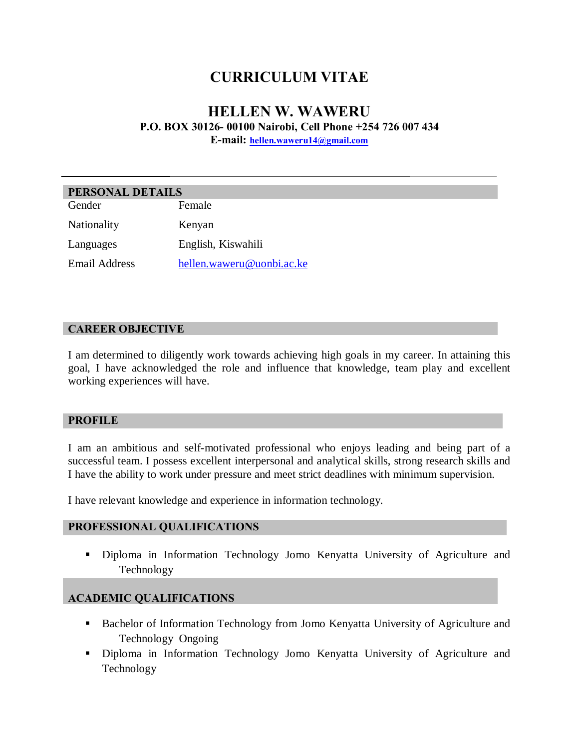# CURRICULUM VITAE

## HELLEN W. WAWERU

**P.O. BOX 30126- 00100 Nairobi, Cell Phone +254 726 007 434**

**E-mail: hellen.waweru14@gmail.com**

---

## PERSONAL DETAILS

| | |
|---|---|
| Gender | Female |
| Nationality | Kenyan |
| Languages | English, Kiswahili |
| Email Address | hellen.waweru@uonbi.ac.ke |

## CAREER OBJECTIVE

I am determined to diligently work towards achieving high goals in my career. In attaining this goal, I have acknowledged the role and influence that knowledge, team play and excellent working experiences will have.

## PROFILE

I am an ambitious and self-motivated professional who enjoys leading and being part of a successful team. I possess excellent interpersonal and analytical skills, strong research skills and I have the ability to work under pressure and meet strict deadlines with minimum supervision.

I have relevant knowledge and experience in information technology.

## PROFESSIONAL QUALIFICATIONS

- Diploma in Information Technology Jomo Kenyatta University of Agriculture and Technology

## ACADEMIC QUALIFICATIONS

- Bachelor of Information Technology from Jomo Kenyatta University of Agriculture and Technology Ongoing
- Diploma in Information Technology Jomo Kenyatta University of Agriculture and Technology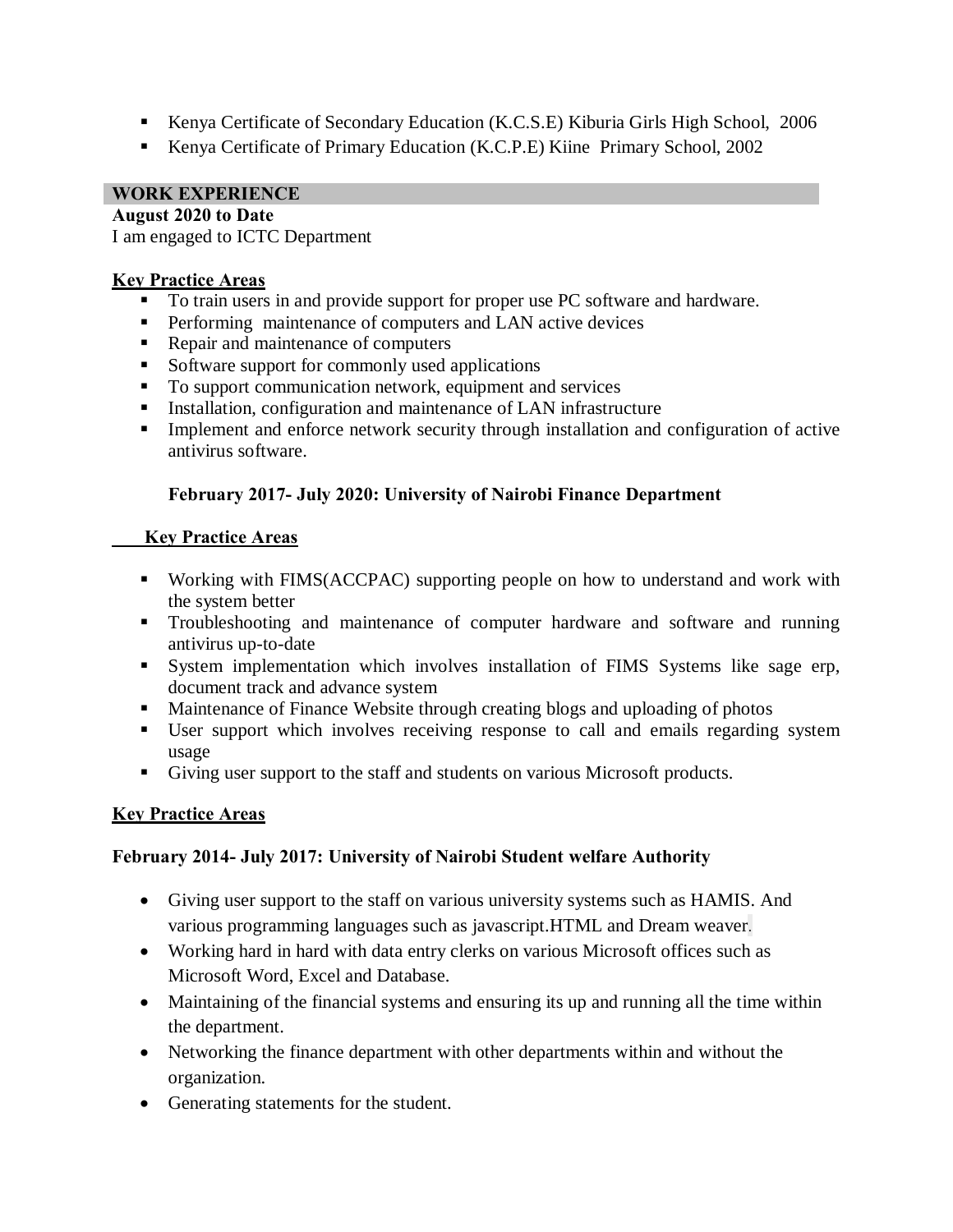- Kenya Certificate of Secondary Education (K.C.S.E) Kiburia Girls High School, 2006
- Kenya Certificate of Primary Education (K.C.P.E) Kiine Primary School, 2002

## WORK EXPERIENCE

**August 2020 to Date**

I am engaged to ICTC Department

**Key Practice Areas**

- To train users in and provide support for proper use PC software and hardware.
- Performing maintenance of computers and LAN active devices
- Repair and maintenance of computers
- Software support for commonly used applications
- To support communication network, equipment and services
- Installation, configuration and maintenance of LAN infrastructure
- Implement and enforce network security through installation and configuration of active antivirus software.

**February 2017- July 2020: University of Nairobi Finance Department**

**Key Practice Areas**

- Working with FIMS(ACCPAC) supporting people on how to understand and work with the system better
- Troubleshooting and maintenance of computer hardware and software and running antivirus up-to-date
- System implementation which involves installation of FIMS Systems like sage erp, document track and advance system
- Maintenance of Finance Website through creating blogs and uploading of photos
- User support which involves receiving response to call and emails regarding system usage
- Giving user support to the staff and students on various Microsoft products.

**Key Practice Areas**

**February 2014- July 2017: University of Nairobi Student welfare Authority**

- Giving user support to the staff on various university systems such as HAMIS. And various programming languages such as javascript.HTML and Dream weaver.
- Working hard in hard with data entry clerks on various Microsoft offices such as Microsoft Word, Excel and Database.
- Maintaining of the financial systems and ensuring its up and running all the time within the department.
- Networking the finance department with other departments within and without the organization.
- Generating statements for the student.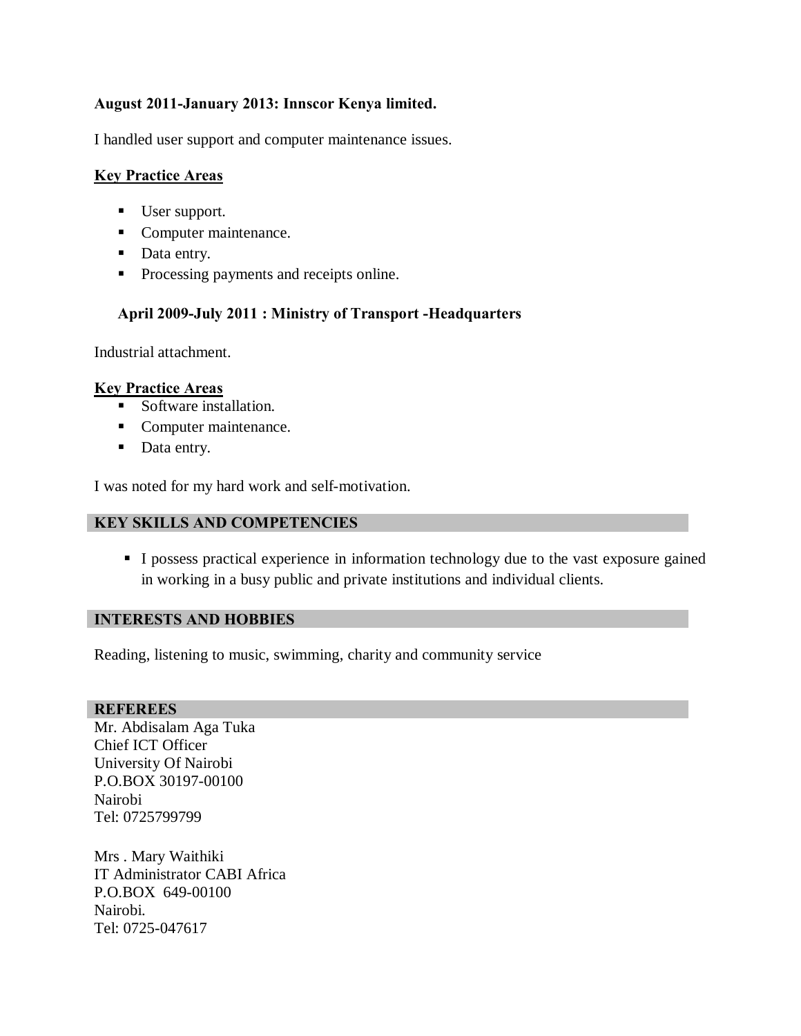**August 2011-January 2013: Innscor Kenya limited.**

I handled user support and computer maintenance issues.

**Key Practice Areas**

- User support.
- Computer maintenance.
- Data entry.
- Processing payments and receipts online.

**April 2009-July 2011 : Ministry of Transport -Headquarters**

Industrial attachment.

**Key Practice Areas**

- Software installation.
- Computer maintenance.
- Data entry.

I was noted for my hard work and self-motivation.

## KEY SKILLS AND COMPETENCIES

- I possess practical experience in information technology due to the vast exposure gained in working in a busy public and private institutions and individual clients.

## INTERESTS AND HOBBIES

Reading, listening to music, swimming, charity and community service

## REFEREES

Mr. Abdisalam Aga Tuka
Chief ICT Officer
University Of Nairobi
P.O.BOX 30197-00100
Nairobi
Tel: 0725799799

Mrs . Mary Waithiki
IT Administrator CABI Africa
P.O.BOX 649-00100
Nairobi.
Tel: 0725-047617